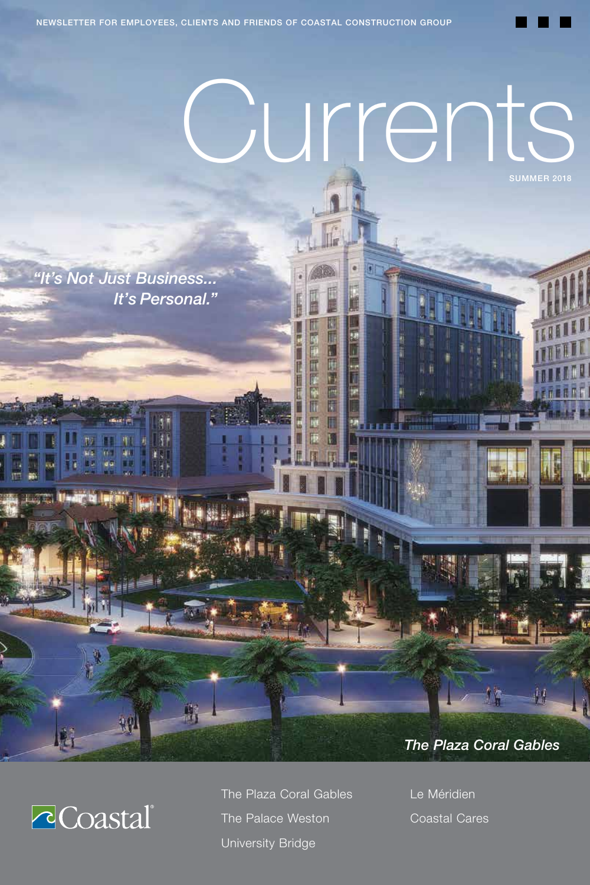NEWSLETTER FOR EMPLOYEES, CLIENTS AND FRIENDS OF COASTAL CONSTRUCTION GROUP

# Currents

SUMMER 2018

*"It's Not Just Business... It's Personal."*

*The Plaza Coral Gables*

Coastal®

- The Plaza Coral Gables
- The Palace Weston
- University Bridge
- Le Méridien
- Coastal Cares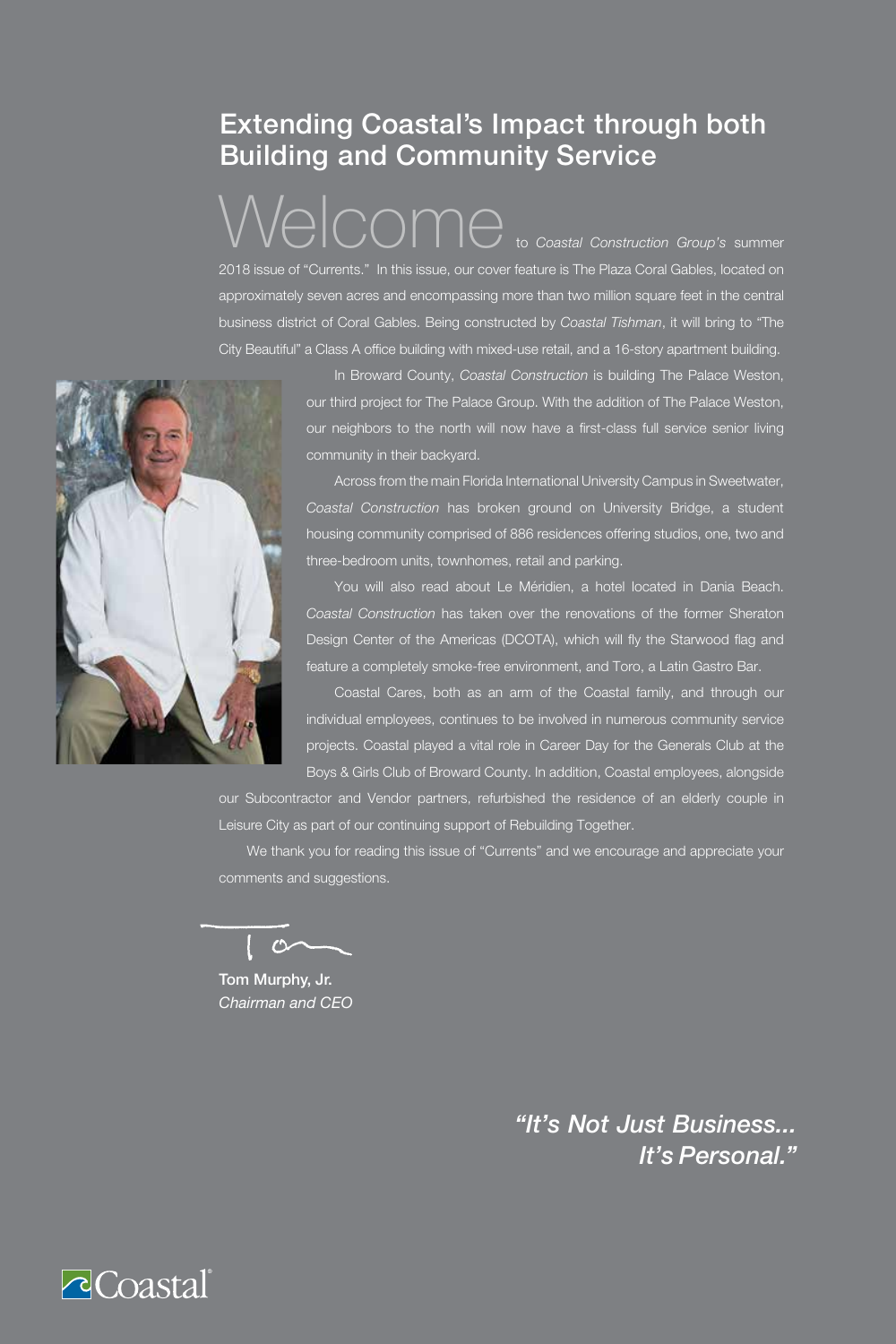## Extending Coastal's Impact through both Building and Community Service

Welcome to *Coastal Construction Group's* summer 2018 issue of "Currents." In this issue, our cover feature is The Plaza Coral Gables, located on approximately seven acres and encompassing more than two million square feet in the central business district of Coral Gables. Being constructed by *Coastal Tishman*, it will bring to "The City Beautiful" a Class A office building with mixed-use retail, and a 16-story apartment building.

In Broward County, *Coastal Construction* is building The Palace Weston, our third project for The Palace Group. With the addition of The Palace Weston, our neighbors to the north will now have a first-class full service senior living community in their backyard.

Across from the main Florida International University Campus in Sweetwater, *Coastal Construction* has broken ground on University Bridge, a student housing community comprised of 886 residences offering studios, one, two and three-bedroom units, townhomes, retail and parking.

You will also read about Le Méridien, a hotel located in Dania Beach. *Coastal Construction* has taken over the renovations of the former Sheraton Design Center of the Americas (DCOTA), which will fly the Starwood flag and feature a completely smoke-free environment, and Toro, a Latin Gastro Bar.

Coastal Cares, both as an arm of the Coastal family, and through our individual employees, continues to be involved in numerous community service projects. Coastal played a vital role in Career Day for the Generals Club at the Boys & Girls Club of Broward County. In addition, Coastal employees, alongside our Subcontractor and Vendor partners, refurbished the residence of an elderly couple in Leisure City as part of our continuing support of Rebuilding Together.

We thank you for reading this issue of "Currents" and we encourage and appreciate your comments and suggestions.

**Tom Murphy, Jr.**
*Chairman and CEO*

***"It's Not Just Business... It's Personal."***

Coastal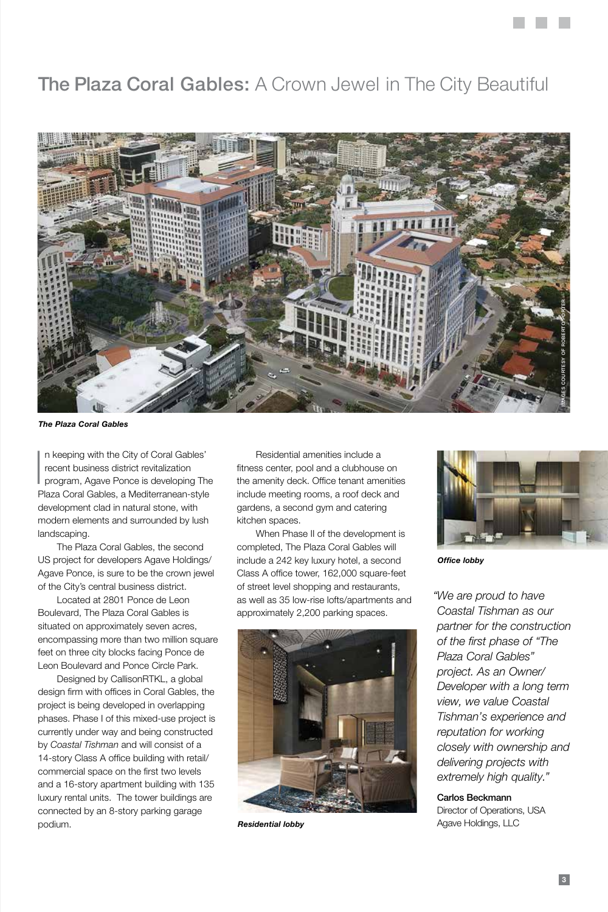# **The Plaza Coral Gables:** A Crown Jewel in The City Beautiful

IMAGES COURTESY OF ROBERT OPORTER

***The Plaza Coral Gables***

In keeping with the City of Coral Gables' recent business district revitalization program, Agave Ponce is developing The Plaza Coral Gables, a Mediterranean-style development clad in natural stone, with modern elements and surrounded by lush landscaping.

The Plaza Coral Gables, the second US project for developers Agave Holdings/ Agave Ponce, is sure to be the crown jewel of the City's central business district.

Located at 2801 Ponce de Leon Boulevard, The Plaza Coral Gables is situated on approximately seven acres, encompassing more than two million square feet on three city blocks facing Ponce de Leon Boulevard and Ponce Circle Park.

Designed by CallisonRTKL, a global design firm with offices in Coral Gables, the project is being developed in overlapping phases. Phase I of this mixed-use project is currently under way and being constructed by *Coastal Tishman* and will consist of a 14-story Class A office building with retail/ commercial space on the first two levels and a 16-story apartment building with 135 luxury rental units. The tower buildings are connected by an 8-story parking garage podium.

Residential amenities include a fitness center, pool and a clubhouse on the amenity deck. Office tenant amenities include meeting rooms, a roof deck and gardens, a second gym and catering kitchen spaces.

When Phase II of the development is completed, The Plaza Coral Gables will include a 242 key luxury hotel, a second Class A office tower, 162,000 square-feet of street level shopping and restaurants, as well as 35 low-rise lofts/apartments and approximately 2,200 parking spaces.

***Residential lobby***

***Office lobby***

*"We are proud to have Coastal Tishman as our partner for the construction of the first phase of "The Plaza Coral Gables" project. As an Owner/ Developer with a long term view, we value Coastal Tishman's experience and reputation for working closely with ownership and delivering projects with extremely high quality."*

**Carlos Beckmann**
Director of Operations, USA
Agave Holdings, LLC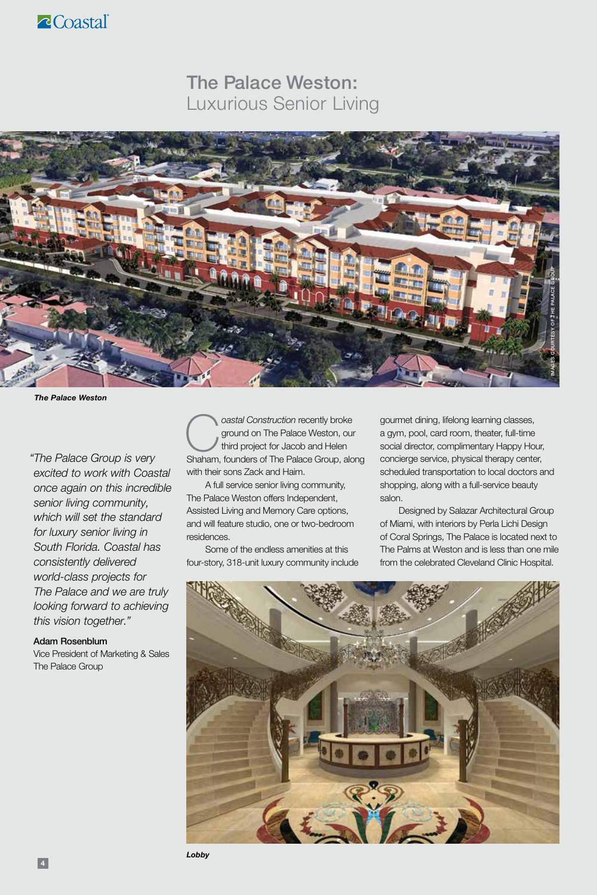# The Palace Weston: Luxurious Senior Living

*The Palace Weston*

*"The Palace Group is very excited to work with Coastal once again on this incredible senior living community, which will set the standard for luxury senior living in South Florida. Coastal has consistently delivered world-class projects for The Palace and we are truly looking forward to achieving this vision together."*

**Adam Rosenblum**
Vice President of Marketing & Sales
The Palace Group

*Coastal Construction* recently broke ground on The Palace Weston, our third project for Jacob and Helen Shaham, founders of The Palace Group, along with their sons Zack and Haim.

A full service senior living community, The Palace Weston offers Independent, Assisted Living and Memory Care options, and will feature studio, one or two-bedroom residences.

Some of the endless amenities at this four-story, 318-unit luxury community include gourmet dining, lifelong learning classes, a gym, pool, card room, theater, full-time social director, complimentary Happy Hour, concierge service, physical therapy center, scheduled transportation to local doctors and shopping, along with a full-service beauty salon.

Designed by Salazar Architectural Group of Miami, with interiors by Perla Lichi Design of Coral Springs, The Palace is located next to The Palms at Weston and is less than one mile from the celebrated Cleveland Clinic Hospital.

IMAGES COURTESY OF THE PALACE GROUP

*Lobby*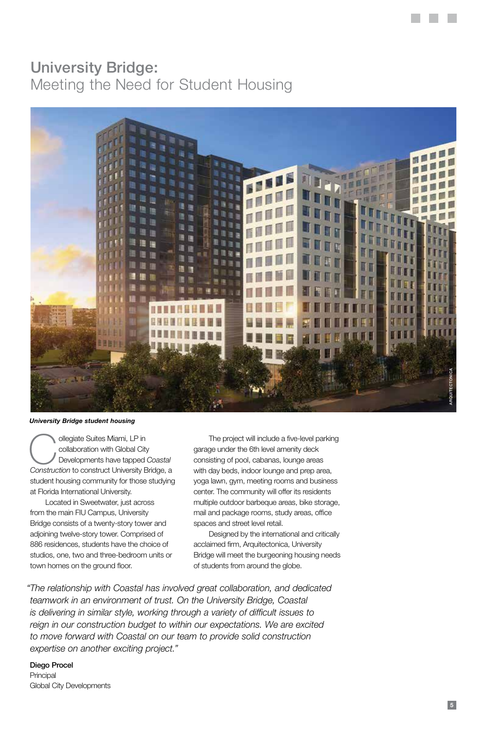# University Bridge:
## Meeting the Need for Student Housing

*University Bridge student housing*

Collegiate Suites Miami, LP in collaboration with Global City Developments have tapped *Coastal Construction* to construct University Bridge, a student housing community for those studying at Florida International University.

Located in Sweetwater, just across from the main FIU Campus, University Bridge consists of a twenty-story tower and adjoining twelve-story tower. Comprised of 886 residences, students have the choice of studios, one, two and three-bedroom units or town homes on the ground floor.

The project will include a five-level parking garage under the 6th level amenity deck consisting of pool, cabanas, lounge areas with day beds, indoor lounge and prep area, yoga lawn, gym, meeting rooms and business center. The community will offer its residents multiple outdoor barbeque areas, bike storage, mail and package rooms, study areas, office spaces and street level retail.

Designed by the international and critically acclaimed firm, Arquitectonica, University Bridge will meet the burgeoning housing needs of students from around the globe.

*"The relationship with Coastal has involved great collaboration, and dedicated teamwork in an environment of trust. On the University Bridge, Coastal is delivering in similar style, working through a variety of difficult issues to reign in our construction budget to within our expectations. We are excited to move forward with Coastal on our team to provide solid construction expertise on another exciting project."*

**Diego Procel**
Principal
Global City Developments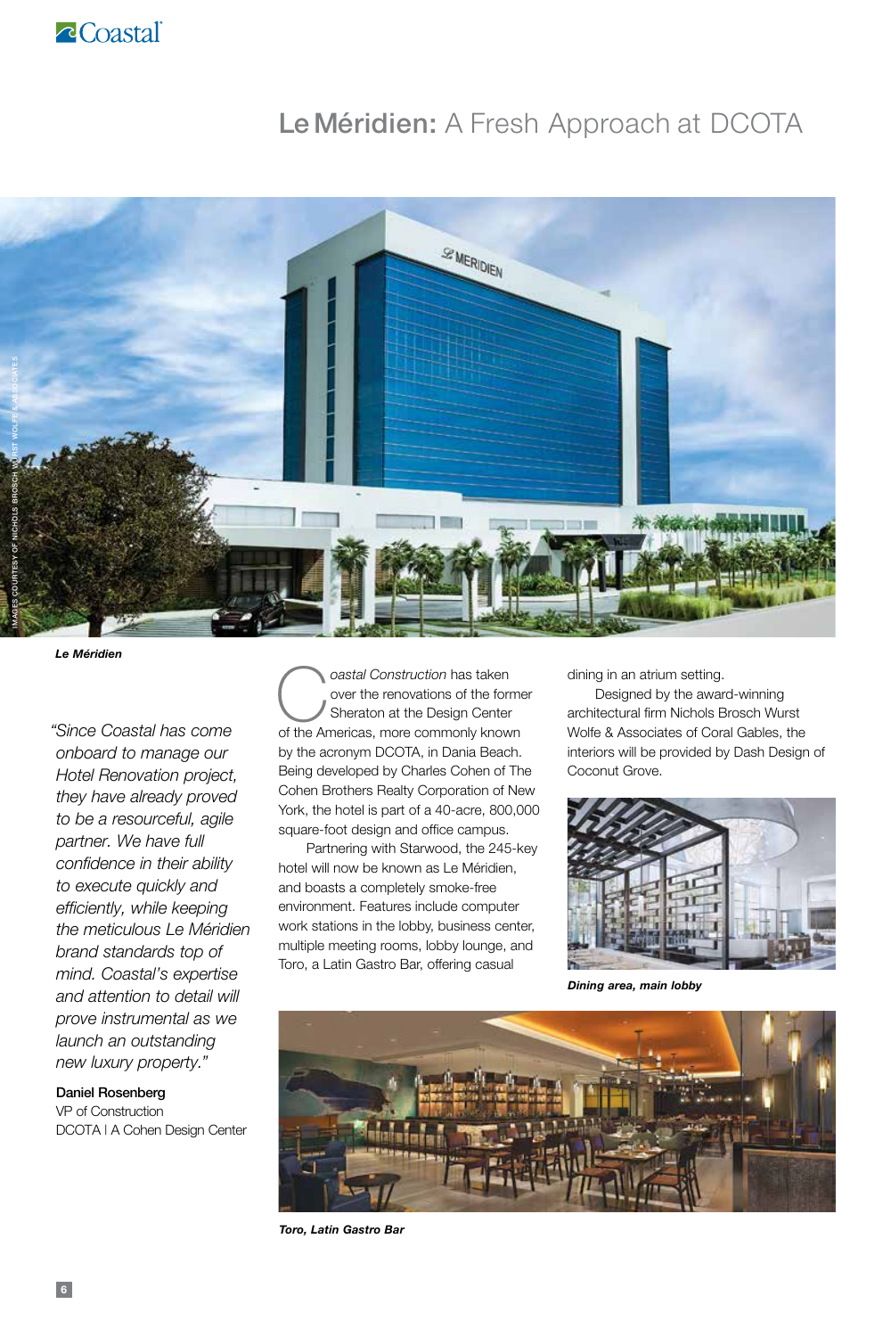# Le Méridien: A Fresh Approach at DCOTA

*IMAGES COURTESY OF NICHOLS BROSCH WURST WOLFE & ASSOCIATES*

***Le Méridien***

*"Since Coastal has come onboard to manage our Hotel Renovation project, they have already proved to be a resourceful, agile partner. We have full confidence in their ability to execute quickly and efficiently, while keeping the meticulous Le Méridien brand standards top of mind. Coastal's expertise and attention to detail will prove instrumental as we launch an outstanding new luxury property."*

**Daniel Rosenberg**
VP of Construction
DCOTA | A Cohen Design Center

*Coastal Construction* has taken over the renovations of the former Sheraton at the Design Center of the Americas, more commonly known by the acronym DCOTA, in Dania Beach. Being developed by Charles Cohen of The Cohen Brothers Realty Corporation of New York, the hotel is part of a 40-acre, 800,000 square-foot design and office campus.

Partnering with Starwood, the 245-key hotel will now be known as Le Méridien, and boasts a completely smoke-free environment. Features include computer work stations in the lobby, business center, multiple meeting rooms, lobby lounge, and Toro, a Latin Gastro Bar, offering casual dining in an atrium setting.

Designed by the award-winning architectural firm Nichols Brosch Wurst Wolfe & Associates of Coral Gables, the interiors will be provided by Dash Design of Coconut Grove.

***Dining area, main lobby***

***Toro, Latin Gastro Bar***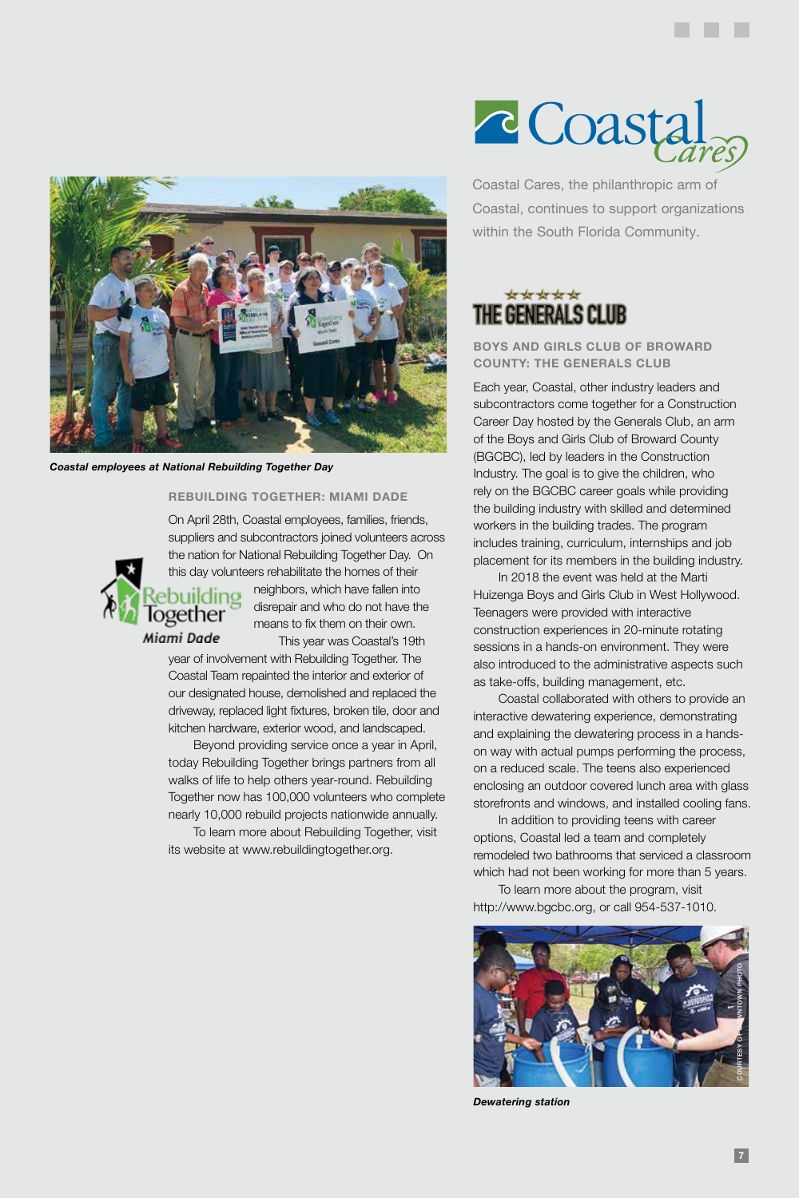Coastal Cares, the philanthropic arm of Coastal, continues to support organizations within the South Florida Community.

*Coastal employees at National Rebuilding Together Day*

## REBUILDING TOGETHER: MIAMI DADE

On April 28th, Coastal employees, families, friends, suppliers and subcontractors joined volunteers across the nation for National Rebuilding Together Day. On this day volunteers rehabilitate the homes of their neighbors, which have fallen into disrepair and who do not have the means to fix them on their own.

This year was Coastal's 19th year of involvement with Rebuilding Together. The Coastal Team repainted the interior and exterior of our designated house, demolished and replaced the driveway, replaced light fixtures, broken tile, door and kitchen hardware, exterior wood, and landscaped.

Beyond providing service once a year in April, today Rebuilding Together brings partners from all walks of life to help others year-round. Rebuilding Together now has 100,000 volunteers who complete nearly 10,000 rebuild projects nationwide annually.

To learn more about Rebuilding Together, visit its website at www.rebuildingtogether.org.

## BOYS AND GIRLS CLUB OF BROWARD COUNTY: THE GENERALS CLUB

Each year, Coastal, other industry leaders and subcontractors come together for a Construction Career Day hosted by the Generals Club, an arm of the Boys and Girls Club of Broward County (BGCBC), led by leaders in the Construction Industry. The goal is to give the children, who rely on the BGCBC career goals while providing the building industry with skilled and determined workers in the building trades. The program includes training, curriculum, internships and job placement for its members in the building industry.

In 2018 the event was held at the Marti Huizenga Boys and Girls Club in West Hollywood. Teenagers were provided with interactive construction experiences in 20-minute rotating sessions in a hands-on environment. They were also introduced to the administrative aspects such as take-offs, building management, etc.

Coastal collaborated with others to provide an interactive dewatering experience, demonstrating and explaining the dewatering process in a hands-on way with actual pumps performing the process, on a reduced scale. The teens also experienced enclosing an outdoor covered lunch area with glass storefronts and windows, and installed cooling fans.

In addition to providing teens with career options, Coastal led a team and completely remodeled two bathrooms that serviced a classroom which had not been working for more than 5 years.

To learn more about the program, visit http://www.bgcbc.org, or call 954-537-1010.

*Dewatering station*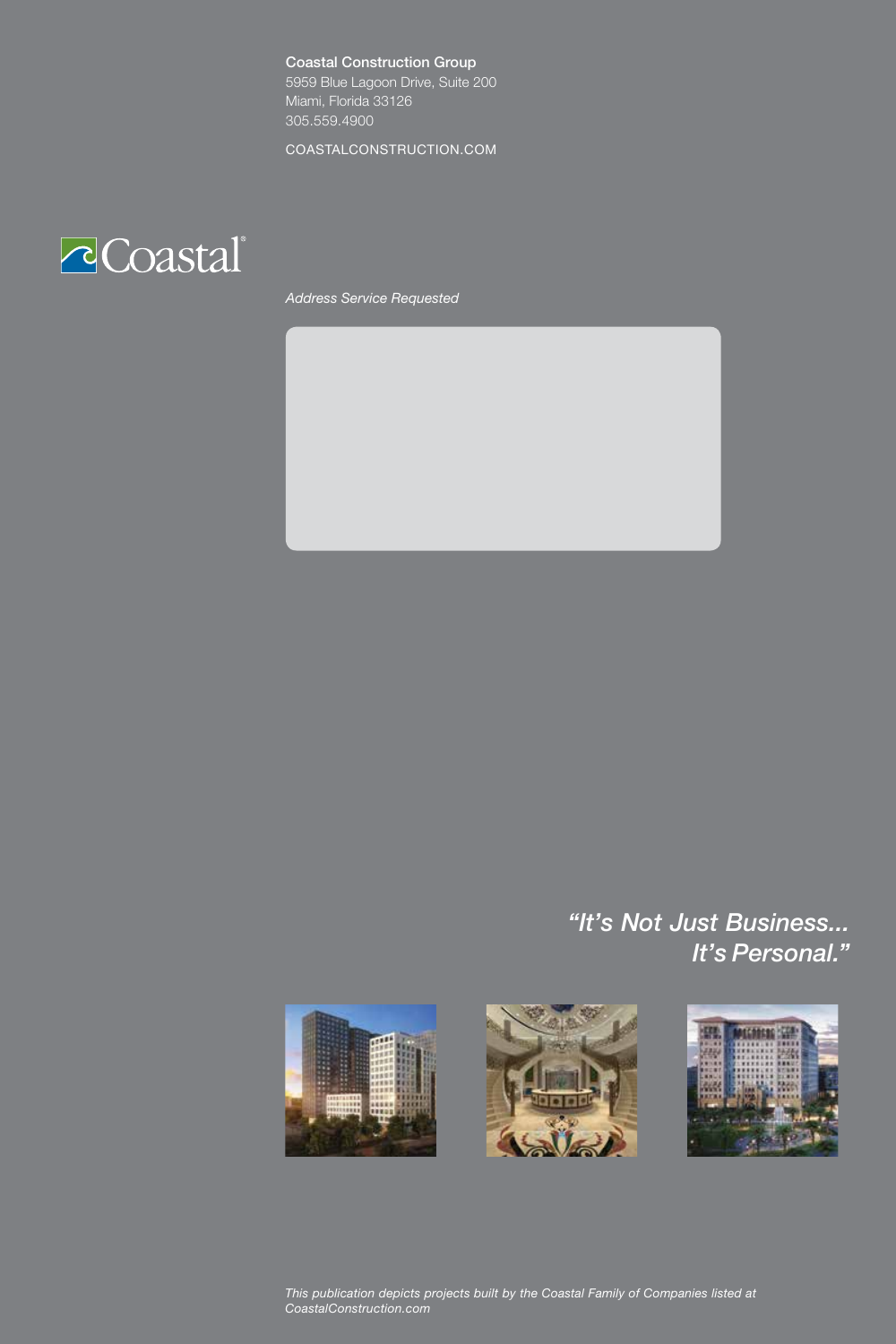**Coastal Construction Group**
5959 Blue Lagoon Drive, Suite 200
Miami, Florida 33126
305.559.4900

COASTALCONSTRUCTION.COM

Coastal®

*Address Service Requested*

*"It's Not Just Business...*
*It's Personal."*

*This publication depicts projects built by the Coastal Family of Companies listed at CoastalConstruction.com*